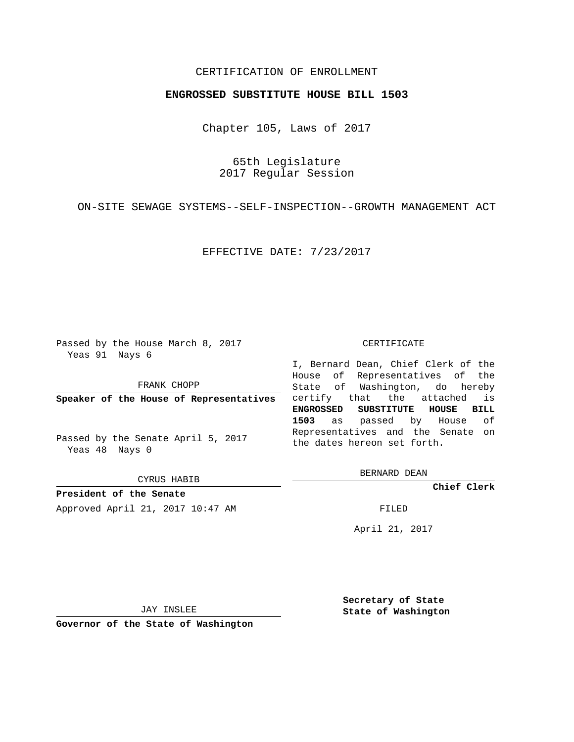CERTIFICATION OF ENROLLMENT

**ENGROSSED SUBSTITUTE HOUSE BILL 1503**

Chapter 105, Laws of 2017

65th Legislature
2017 Regular Session

ON-SITE SEWAGE SYSTEMS--SELF-INSPECTION--GROWTH MANAGEMENT ACT

EFFECTIVE DATE: 7/23/2017

Passed by the House March 8, 2017
Yeas 91 Nays 6

FRANK CHOPP

**Speaker of the House of Representatives**

Passed by the Senate April 5, 2017
Yeas 48 Nays 0

CYRUS HABIB

**President of the Senate**

CERTIFICATE

I, Bernard Dean, Chief Clerk of the House of Representatives of the State of Washington, do hereby certify that the attached is **ENGROSSED SUBSTITUTE HOUSE BILL 1503** as passed by House of Representatives and the Senate on the dates hereon set forth.

BERNARD DEAN

**Chief Clerk**

Approved April 21, 2017 10:47 AM

FILED

April 21, 2017

JAY INSLEE

**Governor of the State of Washington**

**Secretary of State**
**State of Washington**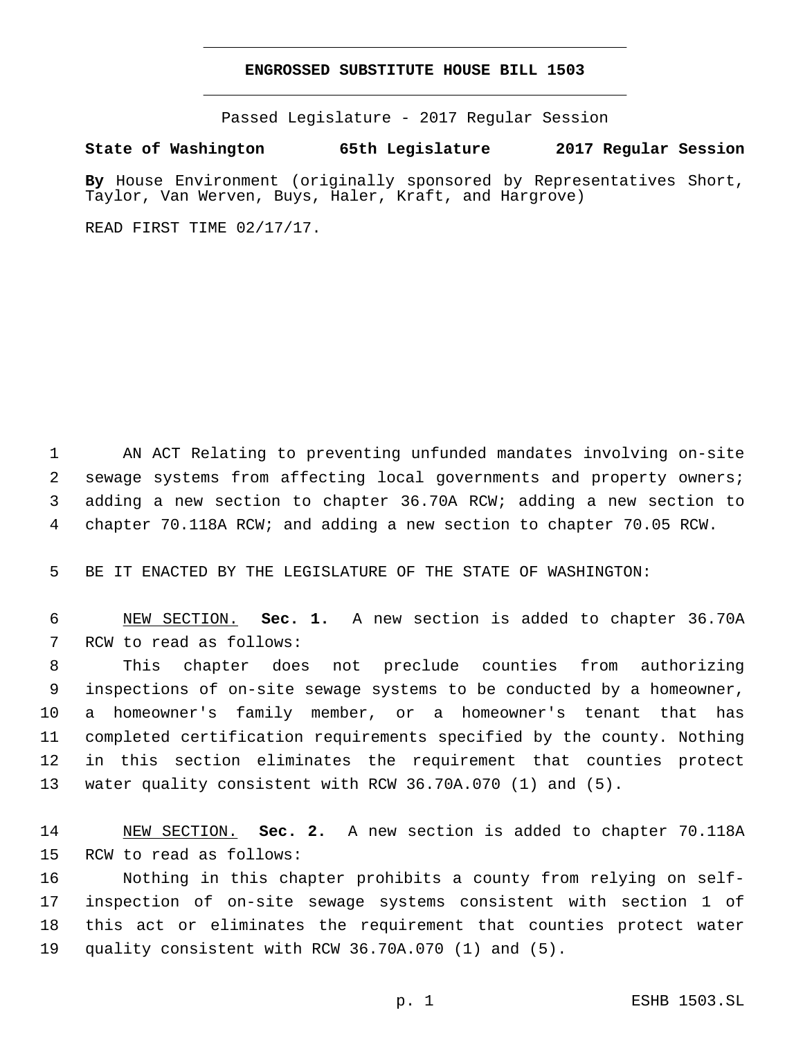# ENGROSSED SUBSTITUTE HOUSE BILL 1503

Passed Legislature - 2017 Regular Session

**State of Washington 65th Legislature 2017 Regular Session**

**By** House Environment (originally sponsored by Representatives Short, Taylor, Van Werven, Buys, Haler, Kraft, and Hargrove)

READ FIRST TIME 02/17/17.

AN ACT Relating to preventing unfunded mandates involving on-site sewage systems from affecting local governments and property owners; adding a new section to chapter 36.70A RCW; adding a new section to chapter 70.118A RCW; and adding a new section to chapter 70.05 RCW.

BE IT ENACTED BY THE LEGISLATURE OF THE STATE OF WASHINGTON:

NEW SECTION. **Sec. 1.** A new section is added to chapter 36.70A RCW to read as follows:

This chapter does not preclude counties from authorizing inspections of on-site sewage systems to be conducted by a homeowner, a homeowner's family member, or a homeowner's tenant that has completed certification requirements specified by the county. Nothing in this section eliminates the requirement that counties protect water quality consistent with RCW 36.70A.070 (1) and (5).

NEW SECTION. **Sec. 2.** A new section is added to chapter 70.118A RCW to read as follows:

Nothing in this chapter prohibits a county from relying on self-inspection of on-site sewage systems consistent with section 1 of this act or eliminates the requirement that counties protect water quality consistent with RCW 36.70A.070 (1) and (5).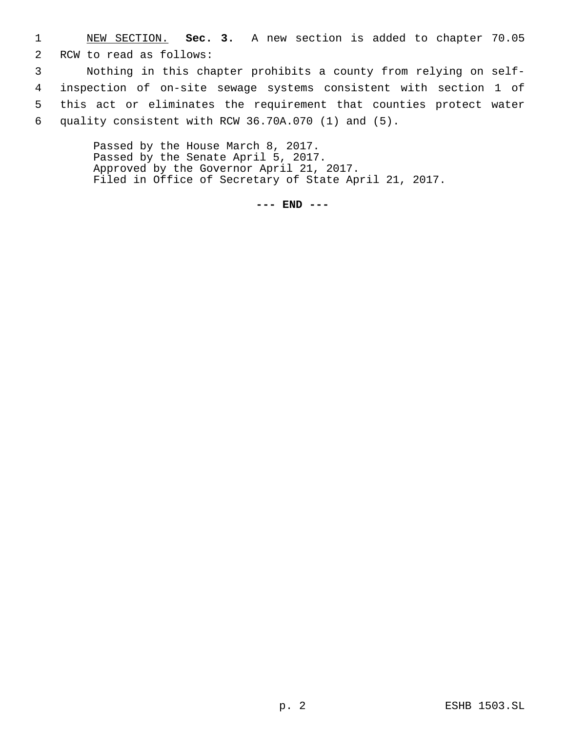NEW SECTION. **Sec. 3.** A new section is added to chapter 70.05 RCW to read as follows:

Nothing in this chapter prohibits a county from relying on self-inspection of on-site sewage systems consistent with section 1 of this act or eliminates the requirement that counties protect water quality consistent with RCW 36.70A.070 (1) and (5).

Passed by the House March 8, 2017.
Passed by the Senate April 5, 2017.
Approved by the Governor April 21, 2017.
Filed in Office of Secretary of State April 21, 2017.

**--- END ---**